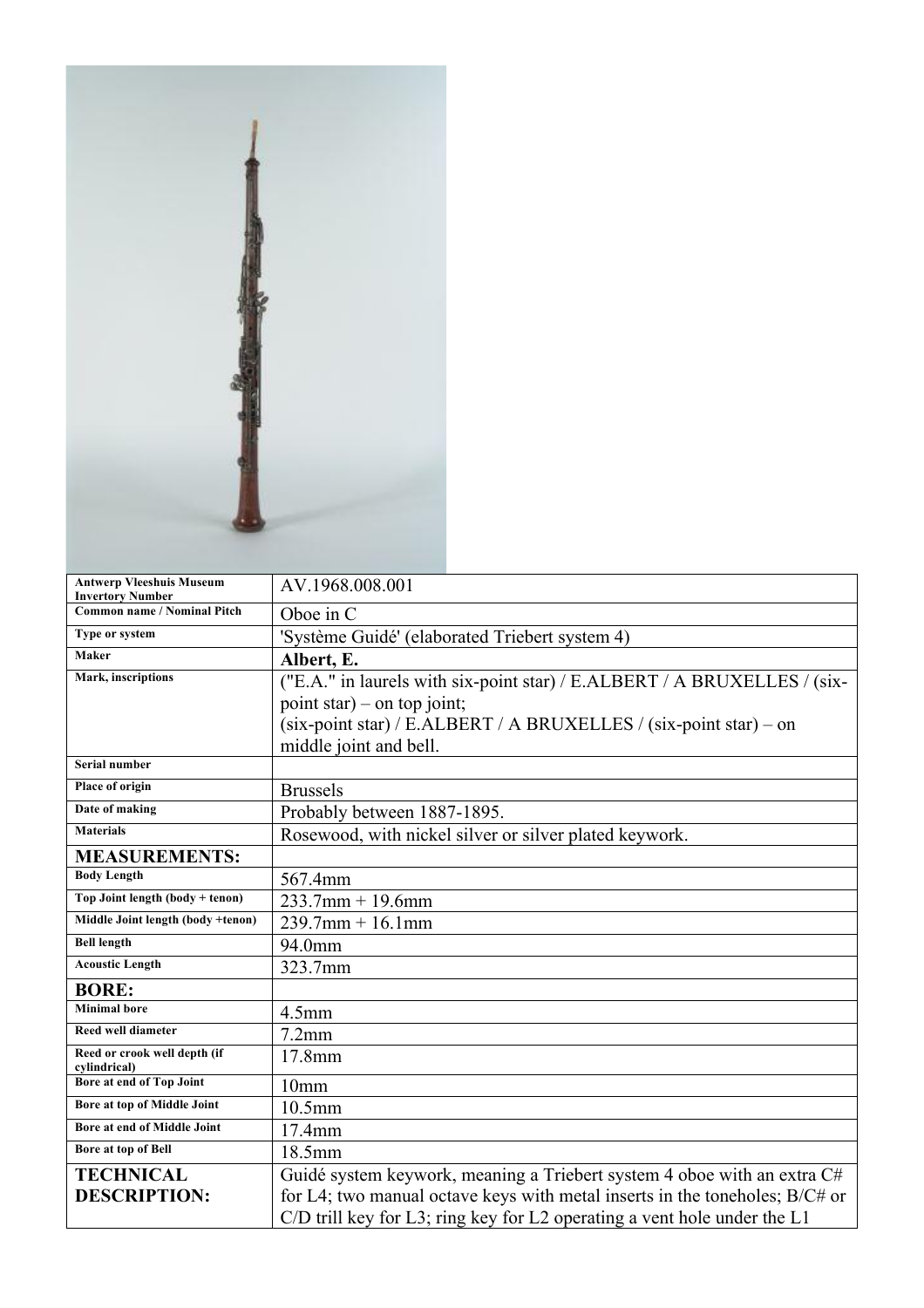| Antwerp Vleeshuis Museum Invertory Number | AV.1968.008.001 |
|---|---|
| Common name / Nominal Pitch | Oboe in C |
| Type or system | 'Système Guidé' (elaborated Triebert system 4) |
| Maker | **Albert, E.** |
| Mark, inscriptions | ("E.A." in laurels with six-point star) / E.ALBERT / A BRUXELLES / (six-point star) – on top joint; (six-point star) / E.ALBERT / A BRUXELLES / (six-point star) – on middle joint and bell. |
| Serial number | |
| Place of origin | Brussels |
| Date of making | Probably between 1887-1895. |
| Materials | Rosewood, with nickel silver or silver plated keywork. |
| **MEASUREMENTS:** | |
| Body Length | 567.4mm |
| Top Joint length (body + tenon) | 233.7mm + 19.6mm |
| Middle Joint length (body +tenon) | 239.7mm + 16.1mm |
| Bell length | 94.0mm |
| Acoustic Length | 323.7mm |
| **BORE:** | |
| Minimal bore | 4.5mm |
| Reed well diameter | 7.2mm |
| Reed or crook well depth (if cylindrical) | 17.8mm |
| Bore at end of Top Joint | 10mm |
| Bore at top of Middle Joint | 10.5mm |
| Bore at end of Middle Joint | 17.4mm |
| Bore at top of Bell | 18.5mm |
| **TECHNICAL DESCRIPTION:** | Guidé system keywork, meaning a Triebert system 4 oboe with an extra C# for L4; two manual octave keys with metal inserts in the toneholes; B/C# or C/D trill key for L3; ring key for L2 operating a vent hole under the L1 |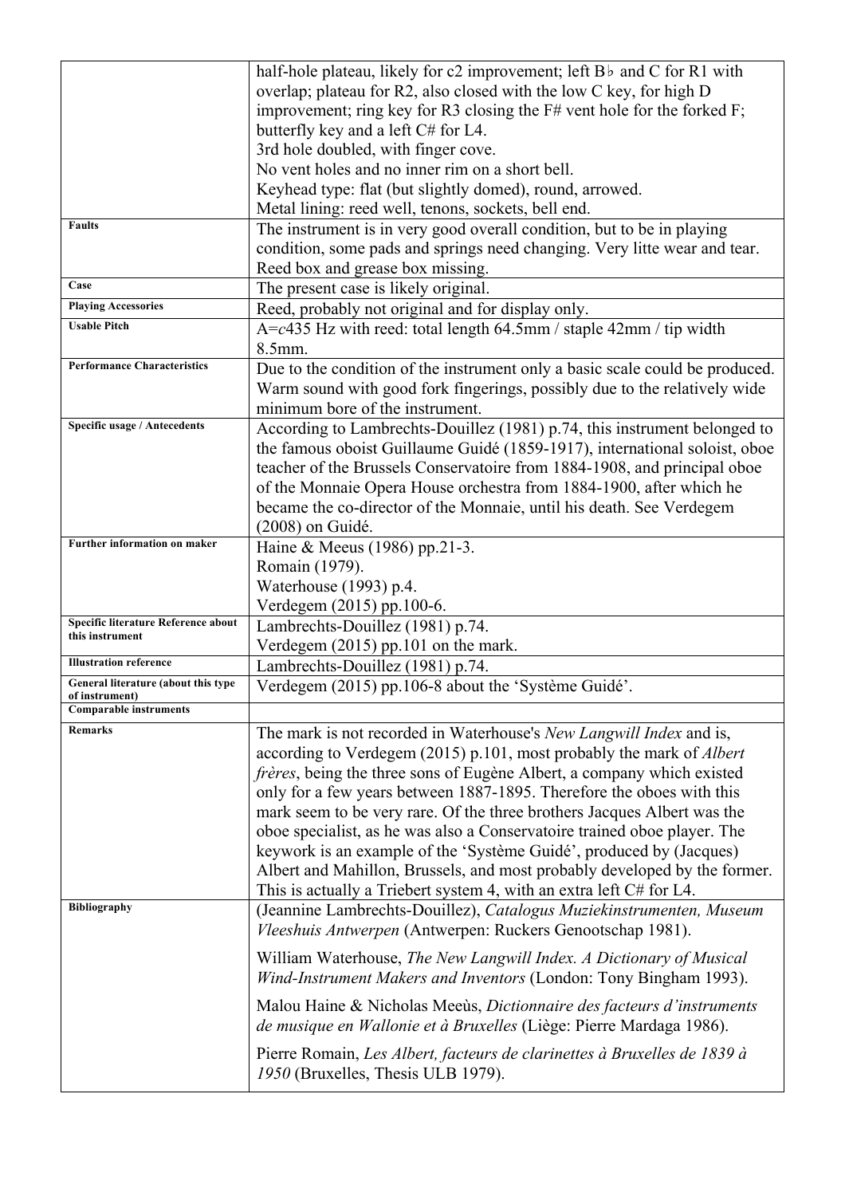| | |
|---|---|
| | half-hole plateau, likely for c2 improvement; left B♭ and C for R1 with overlap; plateau for R2, also closed with the low C key, for high D improvement; ring key for R3 closing the F# vent hole for the forked F; butterfly key and a left C# for L4.<br>3rd hole doubled, with finger cove.<br>No vent holes and no inner rim on a short bell.<br>Keyhead type: flat (but slightly domed), round, arrowed.<br>Metal lining: reed well, tenons, sockets, bell end. |
| **Faults** | The instrument is in very good overall condition, but to be in playing condition, some pads and springs need changing. Very litte wear and tear. Reed box and grease box missing. |
| **Case** | The present case is likely original. |
| **Playing Accessories** | Reed, probably not original and for display only. |
| **Usable Pitch** | A=*c*435 Hz with reed: total length 64.5mm / staple 42mm / tip width 8.5mm. |
| **Performance Characteristics** | Due to the condition of the instrument only a basic scale could be produced. Warm sound with good fork fingerings, possibly due to the relatively wide minimum bore of the instrument. |
| **Specific usage / Antecedents** | According to Lambrechts-Douillez (1981) p.74, this instrument belonged to the famous oboist Guillaume Guidé (1859-1917), international soloist, oboe teacher of the Brussels Conservatoire from 1884-1908, and principal oboe of the Monnaie Opera House orchestra from 1884-1900, after which he became the co-director of the Monnaie, until his death. See Verdegem (2008) on Guidé. |
| **Further information on maker** | Haine & Meeus (1986) pp.21-3.<br>Romain (1979).<br>Waterhouse (1993) p.4.<br>Verdegem (2015) pp.100-6. |
| **Specific literature Reference about this instrument** | Lambrechts-Douillez (1981) p.74.<br>Verdegem (2015) pp.101 on the mark. |
| **Illustration reference** | Lambrechts-Douillez (1981) p.74. |
| **General literature (about this type of instrument)** | Verdegem (2015) pp.106-8 about the 'Système Guidé'. |
| **Comparable instruments** | |
| **Remarks** | The mark is not recorded in Waterhouse's *New Langwill Index* and is, according to Verdegem (2015) p.101, most probably the mark of *Albert frères*, being the three sons of Eugène Albert, a company which existed only for a few years between 1887-1895. Therefore the oboes with this mark seem to be very rare. Of the three brothers Jacques Albert was the oboe specialist, as he was also a Conservatoire trained oboe player. The keywork is an example of the 'Système Guidé', produced by (Jacques) Albert and Mahillon, Brussels, and most probably developed by the former. This is actually a Triebert system 4, with an extra left C# for L4. |
| **Bibliography** | (Jeannine Lambrechts-Douillez), *Catalogus Muziekinstrumenten, Museum Vleeshuis Antwerpen* (Antwerpen: Ruckers Genootschap 1981).<br><br>William Waterhouse, *The New Langwill Index. A Dictionary of Musical Wind-Instrument Makers and Inventors* (London: Tony Bingham 1993).<br><br>Malou Haine & Nicholas Meeùs, *Dictionnaire des facteurs d'instruments de musique en Wallonie et à Bruxelles* (Liège: Pierre Mardaga 1986).<br><br>Pierre Romain, *Les Albert, facteurs de clarinettes à Bruxelles de 1839 à 1950* (Bruxelles, Thesis ULB 1979). |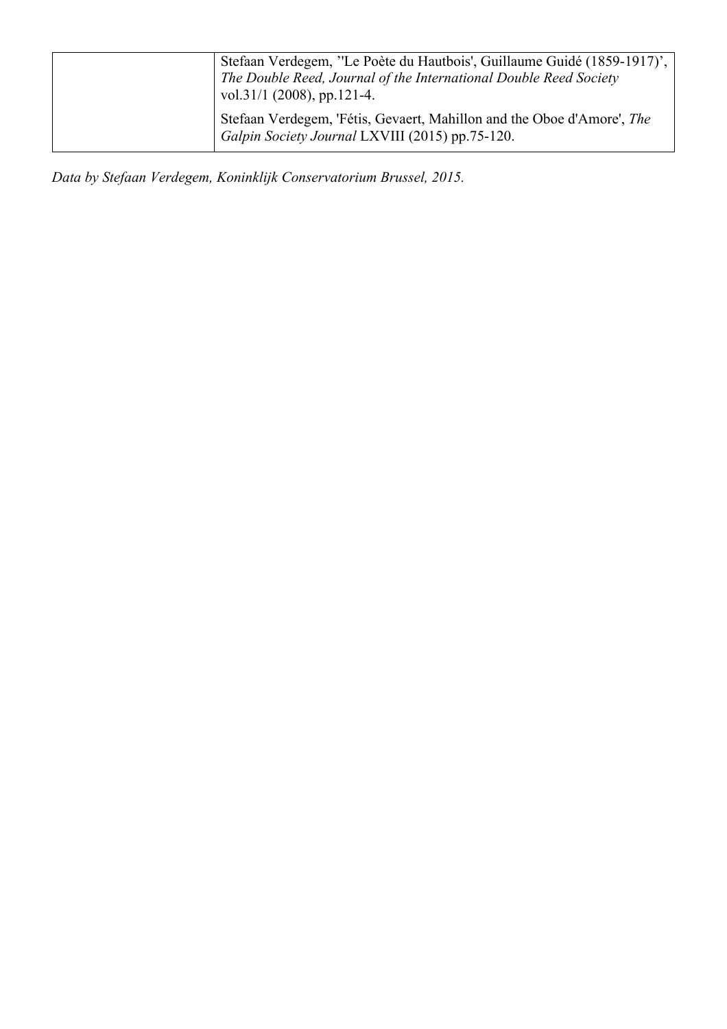| | |
|---|---|
| | Stefaan Verdegem, ''Le Poète du Hautbois', Guillaume Guidé (1859-1917)', *The Double Reed, Journal of the International Double Reed Society* vol.31/1 (2008), pp.121-4.<br><br>Stefaan Verdegem, 'Fétis, Gevaert, Mahillon and the Oboe d'Amore', *The Galpin Society Journal* LXVIII (2015) pp.75-120. |

*Data by Stefaan Verdegem, Koninklijk Conservatorium Brussel, 2015.*